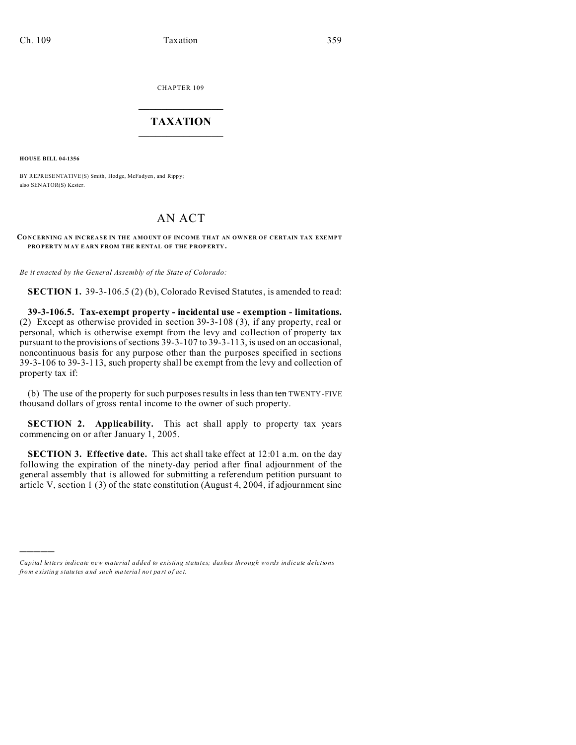CHAPTER 109

# TAXATION

**HOUSE BILL 04-1356**

BY REPRESENTATIVE(S) Smith, Hodge, McFadyen, and Rippy;
also SENATOR(S) Kester.

## AN ACT

**CONCERNING AN INCREASE IN THE AMOUNT OF INCOME THAT AN OWNER OF CERTAIN TAX EXEMPT PROPERTY MAY EARN FROM THE RENTAL OF THE PROPERTY.**

*Be it enacted by the General Assembly of the State of Colorado:*

**SECTION 1.** 39-3-106.5 (2) (b), Colorado Revised Statutes, is amended to read:

**39-3-106.5. Tax-exempt property - incidental use - exemption - limitations.** (2) Except as otherwise provided in section 39-3-108 (3), if any property, real or personal, which is otherwise exempt from the levy and collection of property tax pursuant to the provisions of sections 39-3-107 to 39-3-113, is used on an occasional, noncontinuous basis for any purpose other than the purposes specified in sections 39-3-106 to 39-3-113, such property shall be exempt from the levy and collection of property tax if:

(b) The use of the property for such purposes results in less than ~~ten~~ TWENTY-FIVE thousand dollars of gross rental income to the owner of such property.

**SECTION 2. Applicability.** This act shall apply to property tax years commencing on or after January 1, 2005.

**SECTION 3. Effective date.** This act shall take effect at 12:01 a.m. on the day following the expiration of the ninety-day period after final adjournment of the general assembly that is allowed for submitting a referendum petition pursuant to article V, section 1 (3) of the state constitution (August 4, 2004, if adjournment sine

---

*Capital letters indicate new material added to existing statutes; dashes through words indicate deletions from existing statutes and such material not part of act.*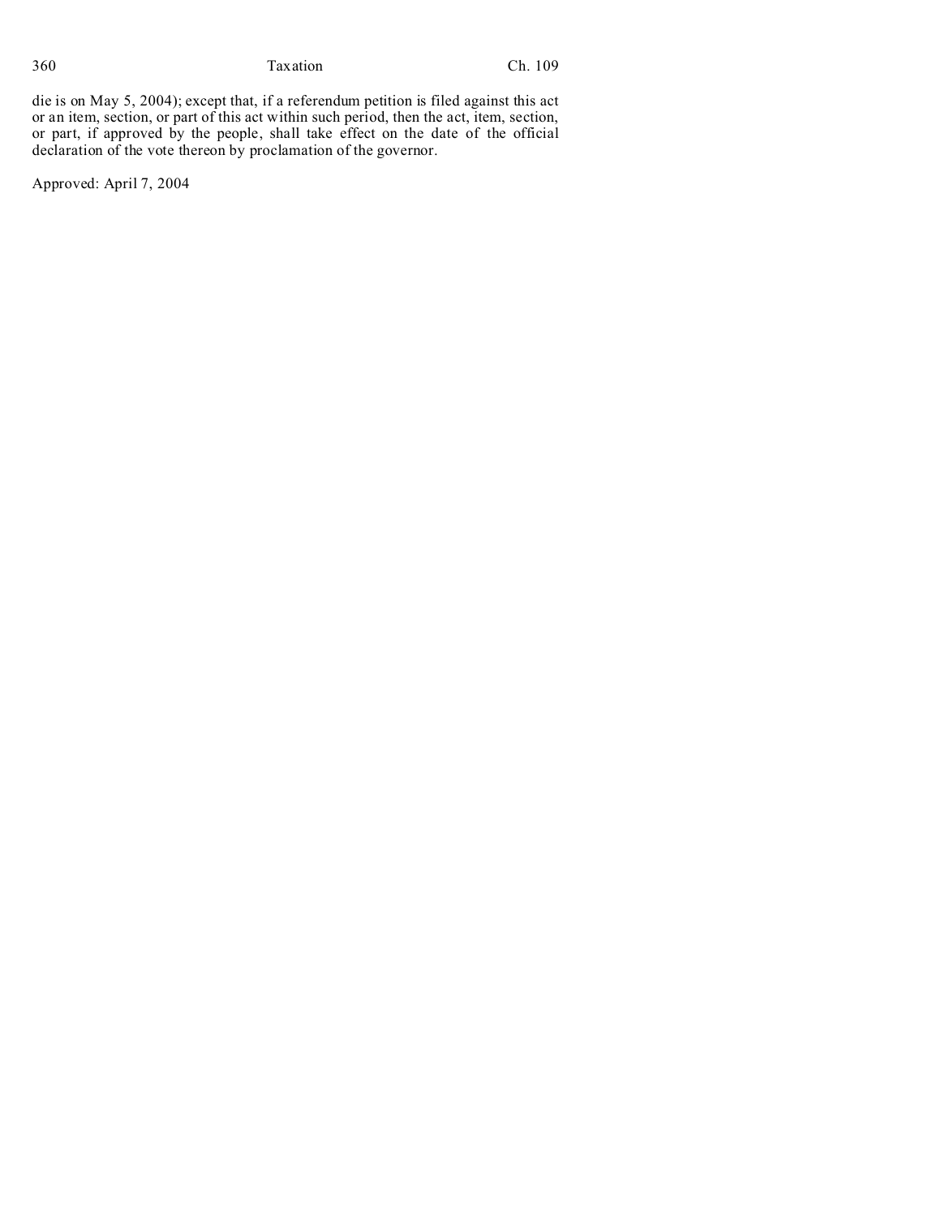die is on May 5, 2004); except that, if a referendum petition is filed against this act or an item, section, or part of this act within such period, then the act, item, section, or part, if approved by the people, shall take effect on the date of the official declaration of the vote thereon by proclamation of the governor.

Approved: April 7, 2004